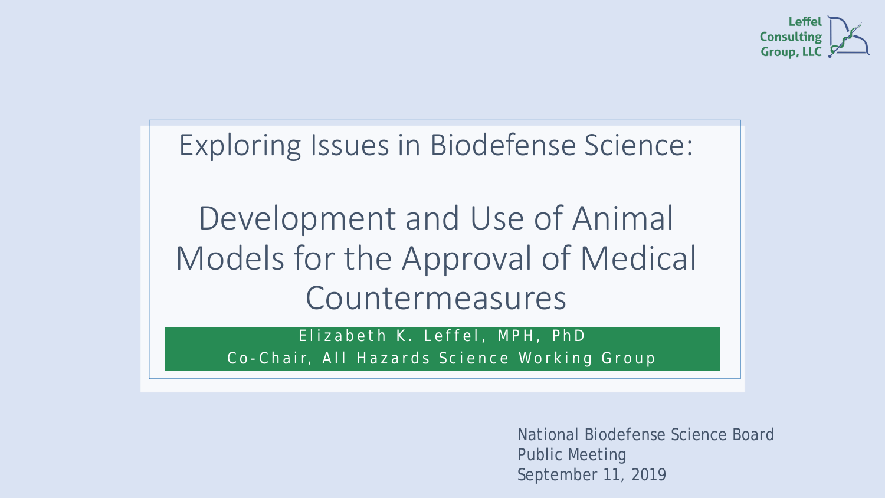Leffel Consulting Group, LLC

# Exploring Issues in Biodefense Science:

# Development and Use of Animal Models for the Approval of Medical Countermeasures

Elizabeth K. Leffel, MPH, PhD

Co-Chair, All Hazards Science Working Group

National Biodefense Science Board
Public Meeting
September 11, 2019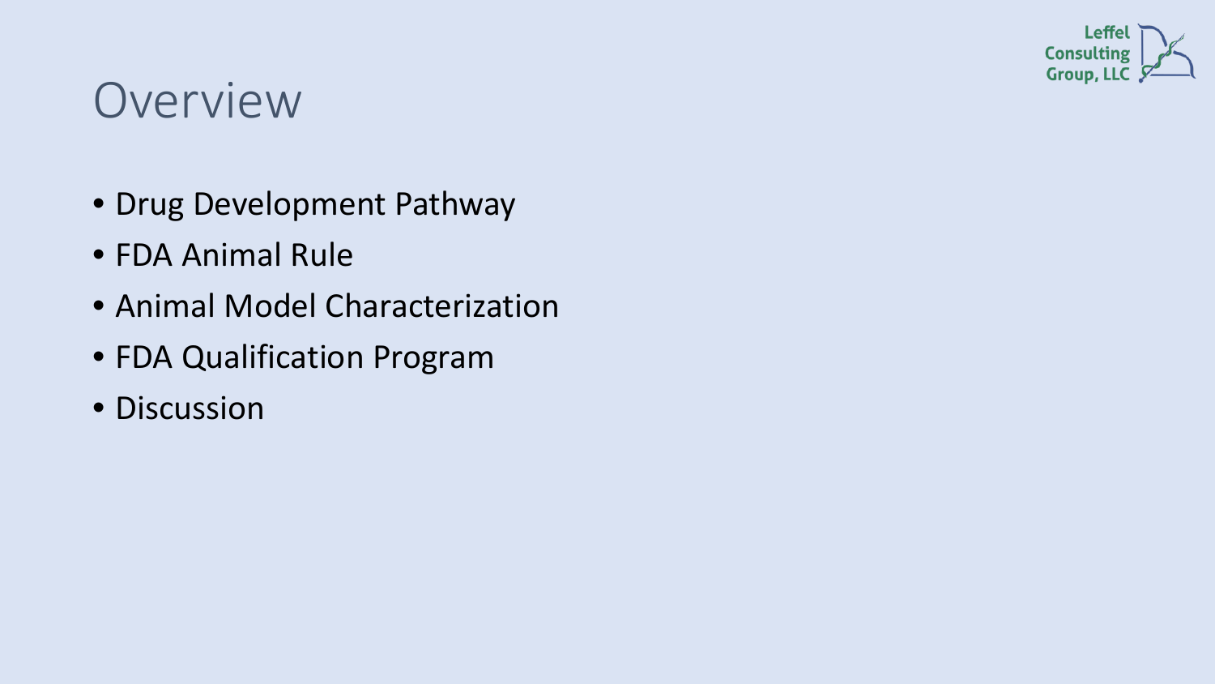# Overview

- Drug Development Pathway
- FDA Animal Rule
- Animal Model Characterization
- FDA Qualification Program
- Discussion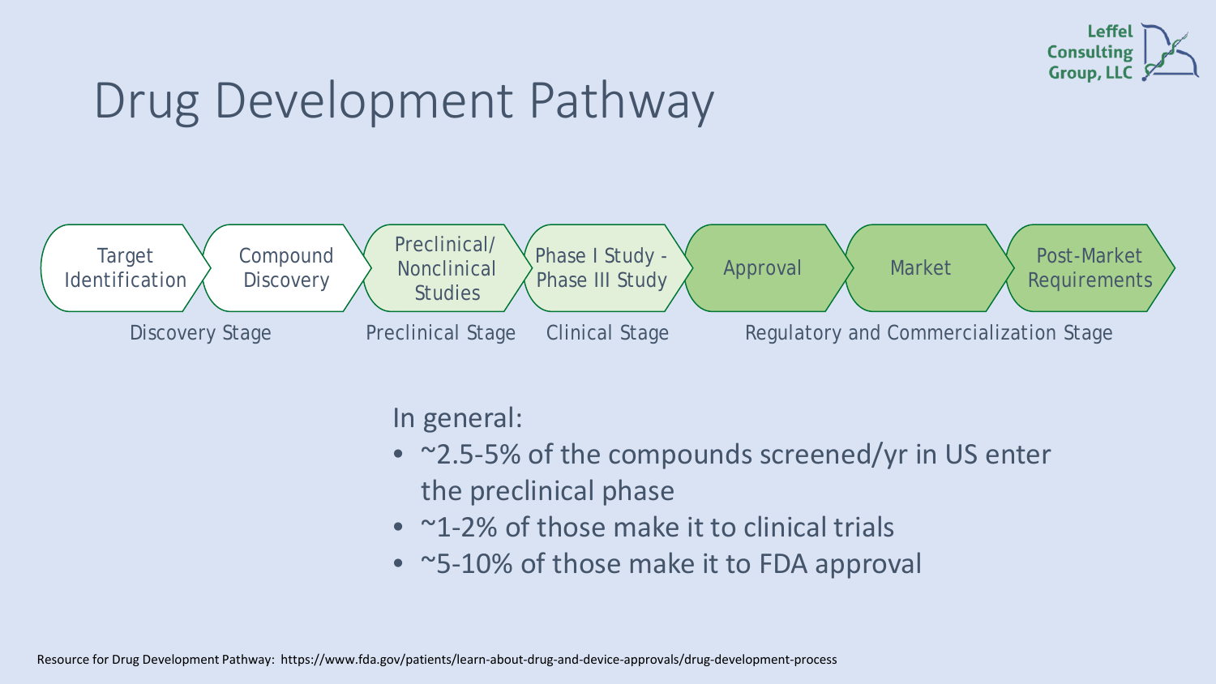# Drug Development Pathway

Target Identification → Compound Discovery → Preclinical/ Nonclinical Studies → Phase I Study - Phase III Study → Approval → Market → Post-Market Requirements

| Discovery Stage | | Preclinical Stage | Clinical Stage | Regulatory and Commercialization Stage | | |
|---|---|---|---|---|---|---|
| Target Identification | Compound Discovery | Preclinical/ Nonclinical Studies | Phase I Study - Phase III Study | Approval | Market | Post-Market Requirements |

In general:

- ~2.5-5% of the compounds screened/yr in US enter the preclinical phase
- ~1-2% of those make it to clinical trials
- ~5-10% of those make it to FDA approval

Resource for Drug Development Pathway: https://www.fda.gov/patients/learn-about-drug-and-device-approvals/drug-development-process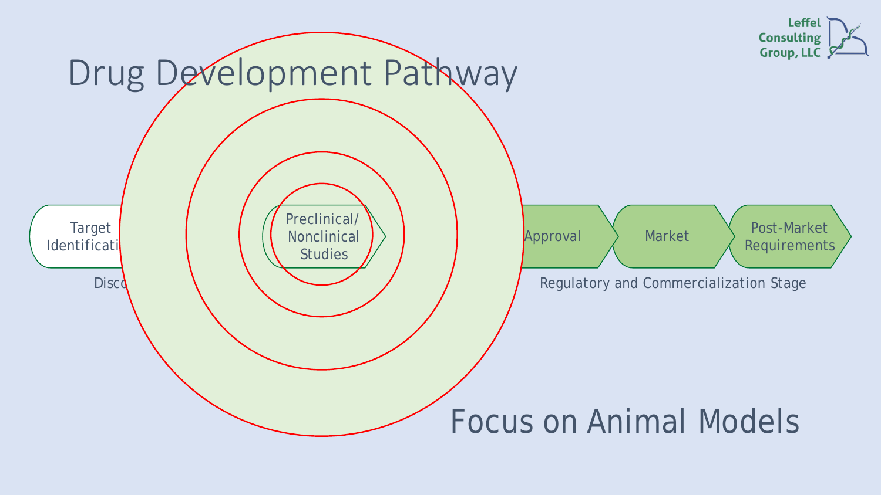# Drug Development Pathway

Target Identificati

Disco

Preclinical/ Nonclinical Studies

Approval

Market

Post-Market Requirements

Regulatory and Commercialization Stage

## Focus on Animal Models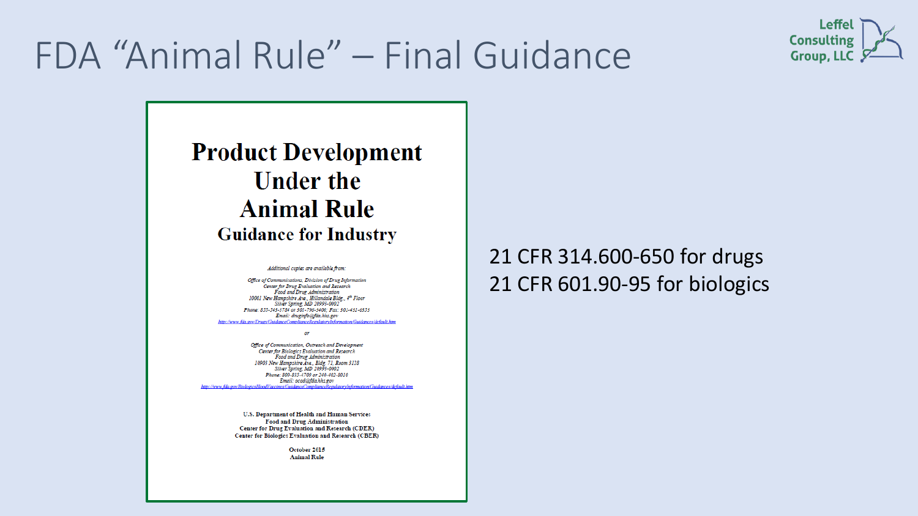# FDA "Animal Rule" – Final Guidance

Leffel Consulting Group, LLC

**Product Development Under the Animal Rule**

**Guidance for Industry**

*Additional copies are available from:*

*Office of Communications, Division of Drug Information*
*Center for Drug Evaluation and Research*
*Food and Drug Administration*
*10001 New Hampshire Ave., Hillandale Bldg., 4th Floor*
*Silver Spring, MD 20993-0002*
*Phone: 855-543-3784 or 301-796-3400; Fax: 301-431-6353*
*Email: druginfo@fda.hhs.gov*
http://www.fda.gov/Drugs/GuidanceComplianceRegulatoryInformation/Guidances/default.htm

*or*

*Office of Communication, Outreach and Development*
*Center for Biologics Evaluation and Research*
*Food and Drug Administration*
*10903 New Hampshire Ave., Bldg. 71, Room 3128*
*Silver Spring, MD 20993-0002*
*Phone: 800-835-4709 or 240-402-8010*
*Email: ocod@fda.hhs.gov*
http://www.fda.gov/BiologicsBloodVaccines/GuidanceComplianceRegulatoryInformation/Guidances/default.htm

U.S. Department of Health and Human Services
Food and Drug Administration
Center for Drug Evaluation and Research (CDER)
Center for Biologics Evaluation and Research (CBER)

October 2015
Animal Rule

21 CFR 314.600-650 for drugs
21 CFR 601.90-95 for biologics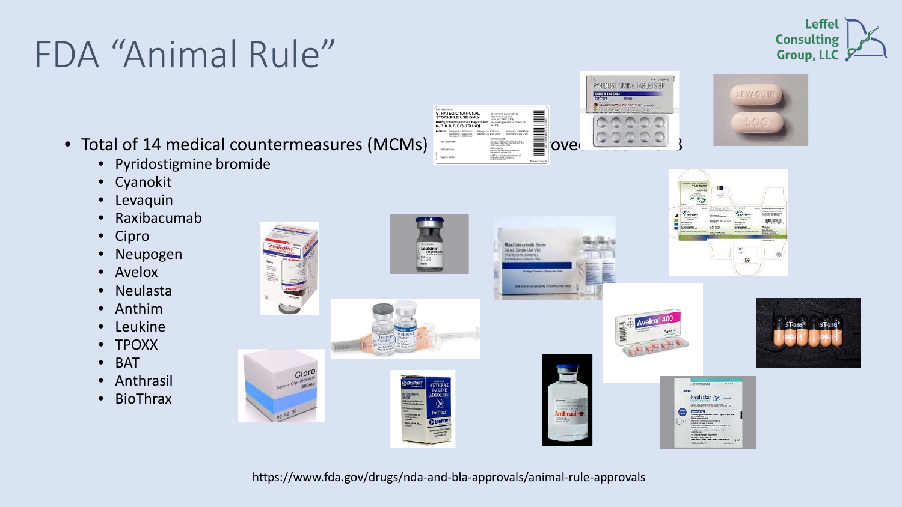# FDA "Animal Rule"

- Total of 14 medical countermeasures (MCMs) approved
  - Pyridostigmine bromide
  - Cyanokit
  - Levaquin
  - Raxibacumab
  - Cipro
  - Neupogen
  - Avelox
  - Neulasta
  - Anthim
  - Leukine
  - TPOXX
  - BAT
  - Anthrasil
  - BioThrax

https://www.fda.gov/drugs/nda-and-bla-approvals/animal-rule-approvals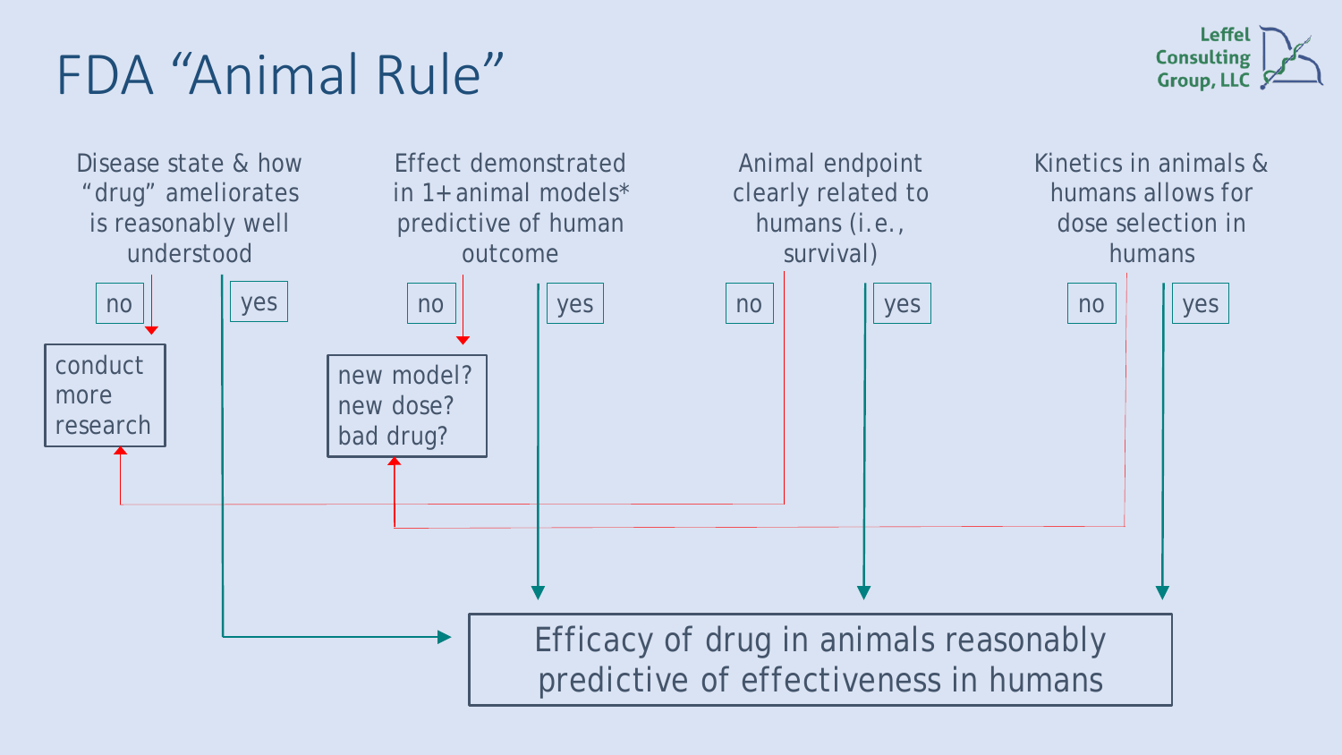# FDA "Animal Rule"

Disease state & how "drug" ameliorates is reasonably well understood

- no → conduct more research
- yes → Efficacy of drug in animals reasonably predictive of effectiveness in humans

Effect demonstrated in 1+ animal models* predictive of human outcome

- no → new model? new dose? bad drug?
- yes → Efficacy of drug in animals reasonably predictive of effectiveness in humans

Animal endpoint clearly related to humans (i.e., survival)

- no → conduct more research
- yes → Efficacy of drug in animals reasonably predictive of effectiveness in humans

Kinetics in animals & humans allows for dose selection in humans

- no → new model? new dose? bad drug?
- yes → Efficacy of drug in animals reasonably predictive of effectiveness in humans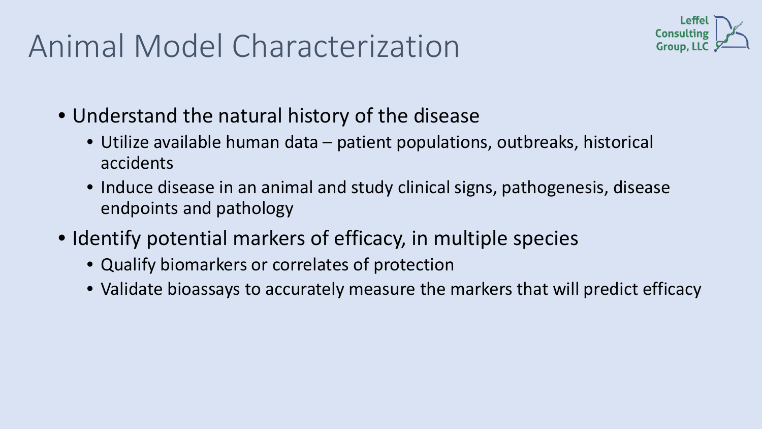# Animal Model Characterization

- Understand the natural history of the disease
  - Utilize available human data – patient populations, outbreaks, historical accidents
  - Induce disease in an animal and study clinical signs, pathogenesis, disease endpoints and pathology
- Identify potential markers of efficacy, in multiple species
  - Qualify biomarkers or correlates of protection
  - Validate bioassays to accurately measure the markers that will predict efficacy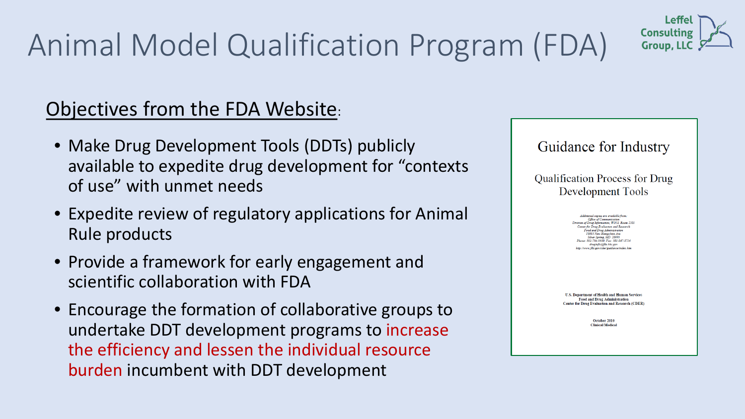# Animal Model Qualification Program (FDA)

Leffel Consulting Group, LLC

<u>Objectives from the FDA Website</u>:

- Make Drug Development Tools (DDTs) publicly available to expedite drug development for "contexts of use" with unmet needs
- Expedite review of regulatory applications for Animal Rule products
- Provide a framework for early engagement and scientific collaboration with FDA
- Encourage the formation of collaborative groups to undertake DDT development programs to increase the efficiency and lessen the individual resource burden incumbent with DDT development

Guidance for Industry

Qualification Process for Drug Development Tools

Additional copies are available from:
Office of Communication
Division of Drug Information, WO51, Room 2201
Center for Drug Evaluation and Research
Food and Drug Administration
10903 New Hampshire Ave.
Silver Spring, MD 20993
Phone: 301-796-3400; Fax: 301-847-8714
druginfo@fda.hhs.gov
http://www.fda.gov/cder/guidance/index.htm

U.S. Department of Health and Human Services
Food and Drug Administration
Center for Drug Evaluation and Research (CDER)

October 2010
Clinical/Medical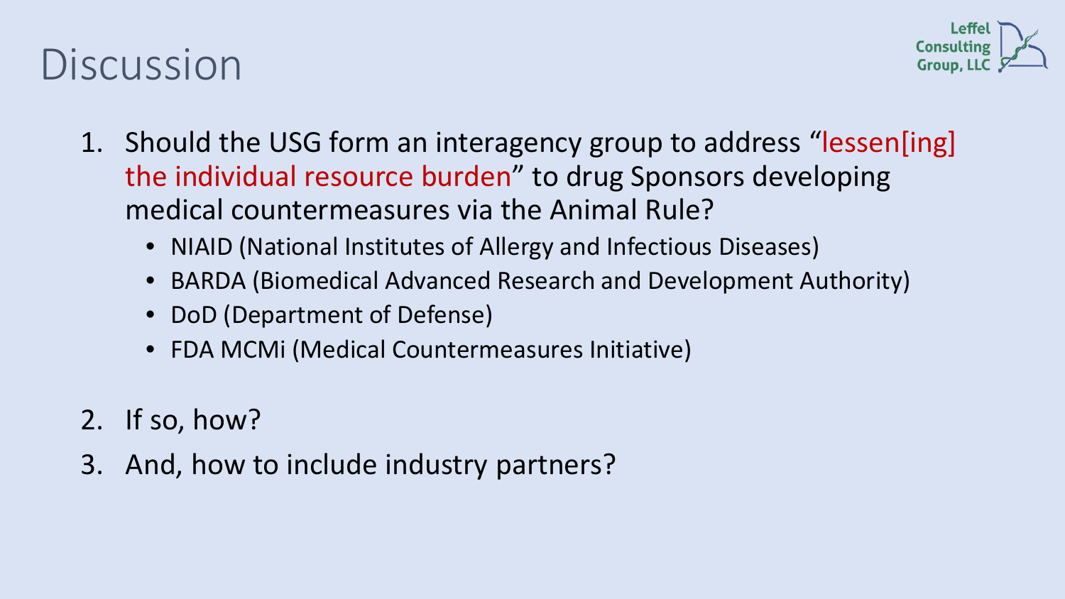# Discussion

1. Should the USG form an interagency group to address "lessen[ing] the individual resource burden" to drug Sponsors developing medical countermeasures via the Animal Rule?
   - NIAID (National Institutes of Allergy and Infectious Diseases)
   - BARDA (Biomedical Advanced Research and Development Authority)
   - DoD (Department of Defense)
   - FDA MCMi (Medical Countermeasures Initiative)
2. If so, how?
3. And, how to include industry partners?